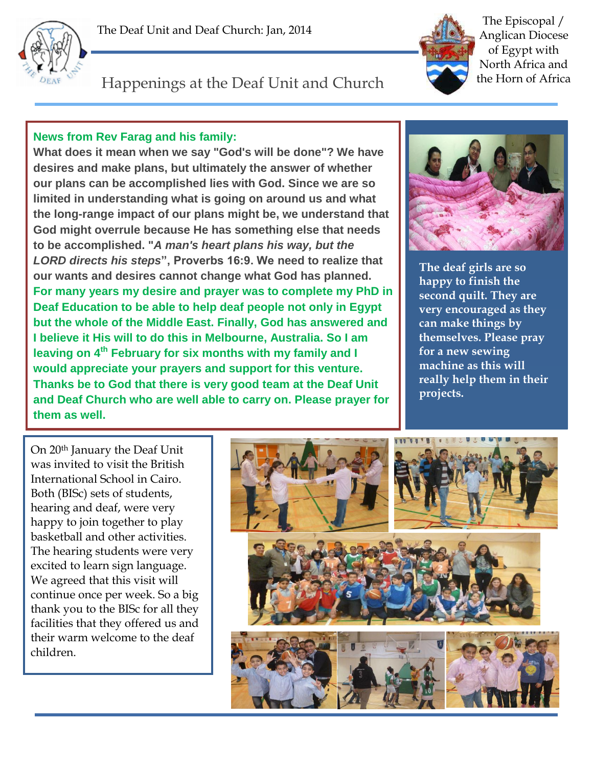The Deaf Unit and Deaf Church: Jan, 2014

The Episcopal / Anglican Diocese of Egypt with North Africa and the Horn of Africa

# Happenings at the Deaf Unit and Church

**News from Rev Farag and his family:**

**What does it mean when we say "God's will be done"? We have desires and make plans, but ultimately the answer of whether our plans can be accomplished lies with God. Since we are so limited in understanding what is going on around us and what the long-range impact of our plans might be, we understand that God might overrule because He has something else that needs to be accomplished. "*A man's heart plans his way, but the LORD directs his steps*", Proverbs 16:9. We need to realize that our wants and desires cannot change what God has planned.**

**For many years my desire and prayer was to complete my PhD in Deaf Education to be able to help deaf people not only in Egypt but the whole of the Middle East. Finally, God has answered and I believe it His will to do this in Melbourne, Australia. So I am leaving on 4th February for six months with my family and I would appreciate your prayers and support for this venture. Thanks be to God that there is very good team at the Deaf Unit and Deaf Church who are well able to carry on. Please prayer for them as well.**

**The deaf girls are so happy to finish the second quilt. They are very encouraged as they can make things by themselves. Please pray for a new sewing machine as this will really help them in their projects.**

On 20th January the Deaf Unit was invited to visit the British International School in Cairo. Both (BISc) sets of students, hearing and deaf, were very happy to join together to play basketball and other activities. The hearing students were very excited to learn sign language. We agreed that this visit will continue once per week. So a big thank you to the BISc for all they facilities that they offered us and their warm welcome to the deaf children.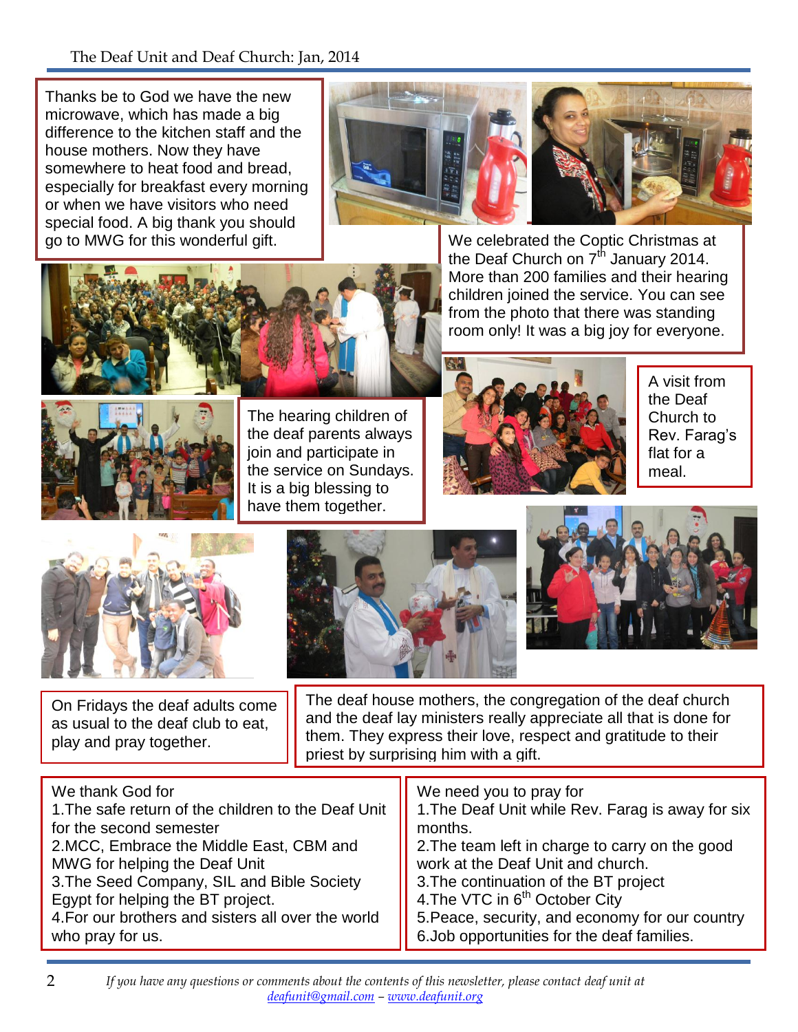Thanks be to God we have the new microwave, which has made a big difference to the kitchen staff and the house mothers. Now they have somewhere to heat food and bread, especially for breakfast every morning or when we have visitors who need special food. A big thank you should go to MWG for this wonderful gift.

We celebrated the Coptic Christmas at the Deaf Church on 7th January 2014. More than 200 families and their hearing children joined the service. You can see from the photo that there was standing room only! It was a big joy for everyone.

The hearing children of the deaf parents always join and participate in the service on Sundays. It is a big blessing to have them together.

A visit from the Deaf Church to Rev. Farag's flat for a meal.

On Fridays the deaf adults come as usual to the deaf club to eat, play and pray together.

The deaf house mothers, the congregation of the deaf church and the deaf lay ministers really appreciate all that is done for them. They express their love, respect and gratitude to their priest by surprising him with a gift.

We thank God for

1. The safe return of the children to the Deaf Unit for the second semester
2. MCC, Embrace the Middle East, CBM and MWG for helping the Deaf Unit
3. The Seed Company, SIL and Bible Society Egypt for helping the BT project.
4. For our brothers and sisters all over the world who pray for us.

We need you to pray for

1. The Deaf Unit while Rev. Farag is away for six months.
2. The team left in charge to carry on the good work at the Deaf Unit and church.
3. The continuation of the BT project
4. The VTC in 6th October City
5. Peace, security, and economy for our country
6. Job opportunities for the deaf families.

*If you have any questions or comments about the contents of this newsletter, please contact deaf unit at [deafunit@gmail.com](mailto:deafunit@gmail.com) – [www.deafunit.org](http://www.deafunit.org)*